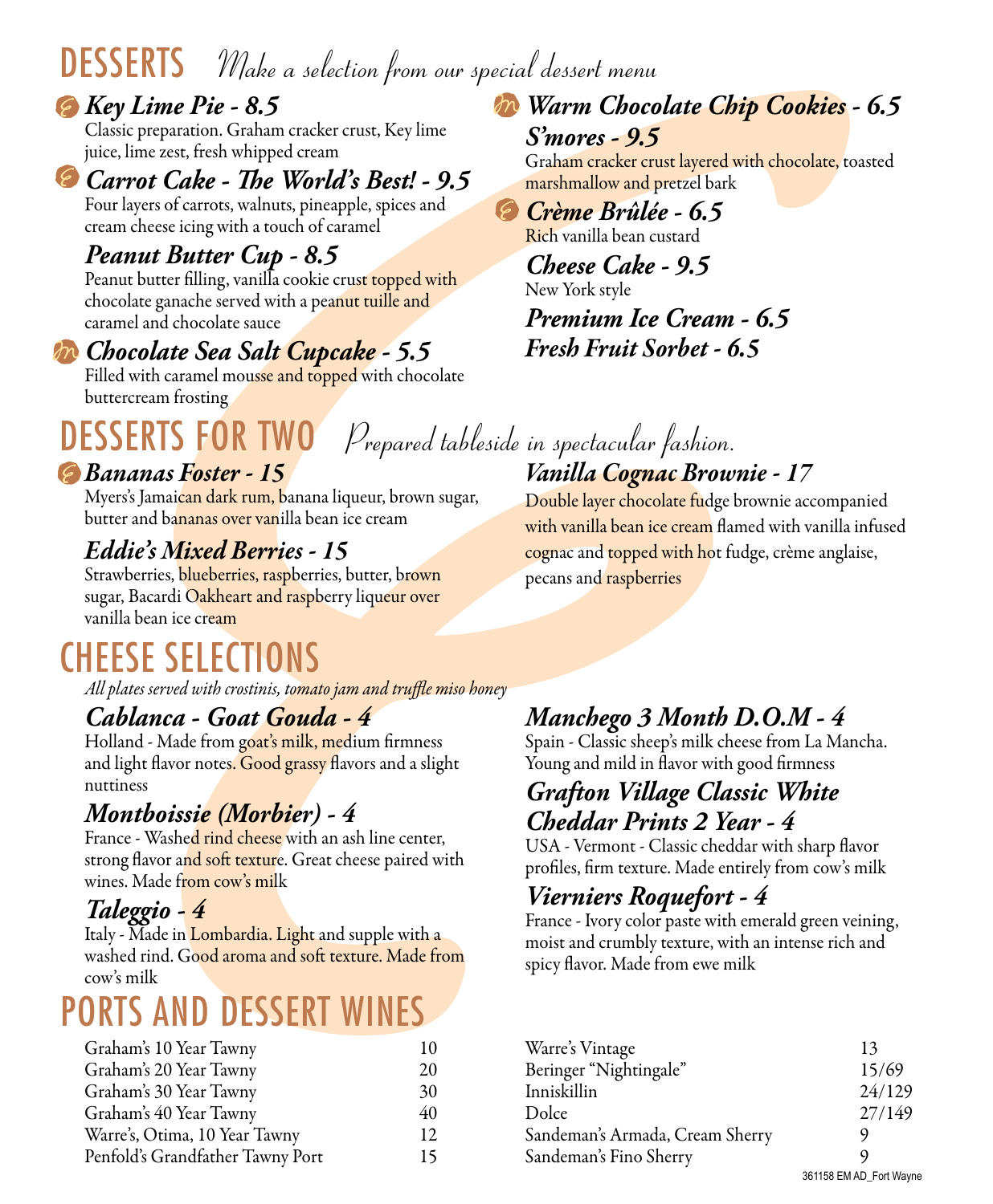# DESSERTS *Make a selection from our special dessert menu*

### *Key Lime Pie - 8.5*
Classic preparation. Graham cracker crust, Key lime juice, lime zest, fresh whipped cream

### *Carrot Cake - The World's Best! - 9.5*
Four layers of carrots, walnuts, pineapple, spices and cream cheese icing with a touch of caramel

### *Peanut Butter Cup - 8.5*
Peanut butter filling, vanilla cookie crust topped with chocolate ganache served with a peanut tuille and caramel and chocolate sauce

### *Chocolate Sea Salt Cupcake - 5.5*
Filled with caramel mousse and topped with chocolate buttercream frosting

### *Warm Chocolate Chip Cookies - 6.5*

### *S'mores - 9.5*
Graham cracker crust layered with chocolate, toasted marshmallow and pretzel bark

### *Crème Brûlée - 6.5*
Rich vanilla bean custard

### *Cheese Cake - 9.5*
New York style

### *Premium Ice Cream - 6.5*

### *Fresh Fruit Sorbet - 6.5*

# DESSERTS FOR TWO *Prepared tableside in spectacular fashion.*

### *Bananas Foster - 15*
Myers's Jamaican dark rum, banana liqueur, brown sugar, butter and bananas over vanilla bean ice cream

### *Eddie's Mixed Berries - 15*
Strawberries, blueberries, raspberries, butter, brown sugar, Bacardi Oakheart and raspberry liqueur over vanilla bean ice cream

### *Vanilla Cognac Brownie - 17*
Double layer chocolate fudge brownie accompanied with vanilla bean ice cream flamed with vanilla infused cognac and topped with hot fudge, crème anglaise, pecans and raspberries

# CHEESE SELECTIONS

*All plates served with crostinis, tomato jam and truffle miso honey*

### *Cablanca - Goat Gouda - 4*
Holland - Made from goat's milk, medium firmness and light flavor notes. Good grassy flavors and a slight nuttiness

### *Montboissie (Morbier) - 4*
France - Washed rind cheese with an ash line center, strong flavor and soft texture. Great cheese paired with wines. Made from cow's milk

### *Taleggio - 4*
Italy - Made in Lombardia. Light and supple with a washed rind. Good aroma and soft texture. Made from cow's milk

### *Manchego 3 Month D.O.M - 4*
Spain - Classic sheep's milk cheese from La Mancha. Young and mild in flavor with good firmness

### *Grafton Village Classic White Cheddar Prints 2 Year - 4*
USA - Vermont - Classic cheddar with sharp flavor profiles, firm texture. Made entirely from cow's milk

### *Vierniers Roquefort - 4*
France - Ivory color paste with emerald green veining, moist and crumbly texture, with an intense rich and spicy flavor. Made from ewe milk

# PORTS AND DESSERT WINES

| Wine | Price |
|---|---|
| Graham's 10 Year Tawny | 10 |
| Graham's 20 Year Tawny | 20 |
| Graham's 30 Year Tawny | 30 |
| Graham's 40 Year Tawny | 40 |
| Warre's, Otima, 10 Year Tawny | 12 |
| Penfold's Grandfather Tawny Port | 15 |
| Warre's Vintage | 13 |
| Beringer "Nightingale" | 15/69 |
| Inniskillin | 24/129 |
| Dolce | 27/149 |
| Sandeman's Armada, Cream Sherry | 9 |
| Sandeman's Fino Sherry | 9 |

361158 EM AD_Fort Wayne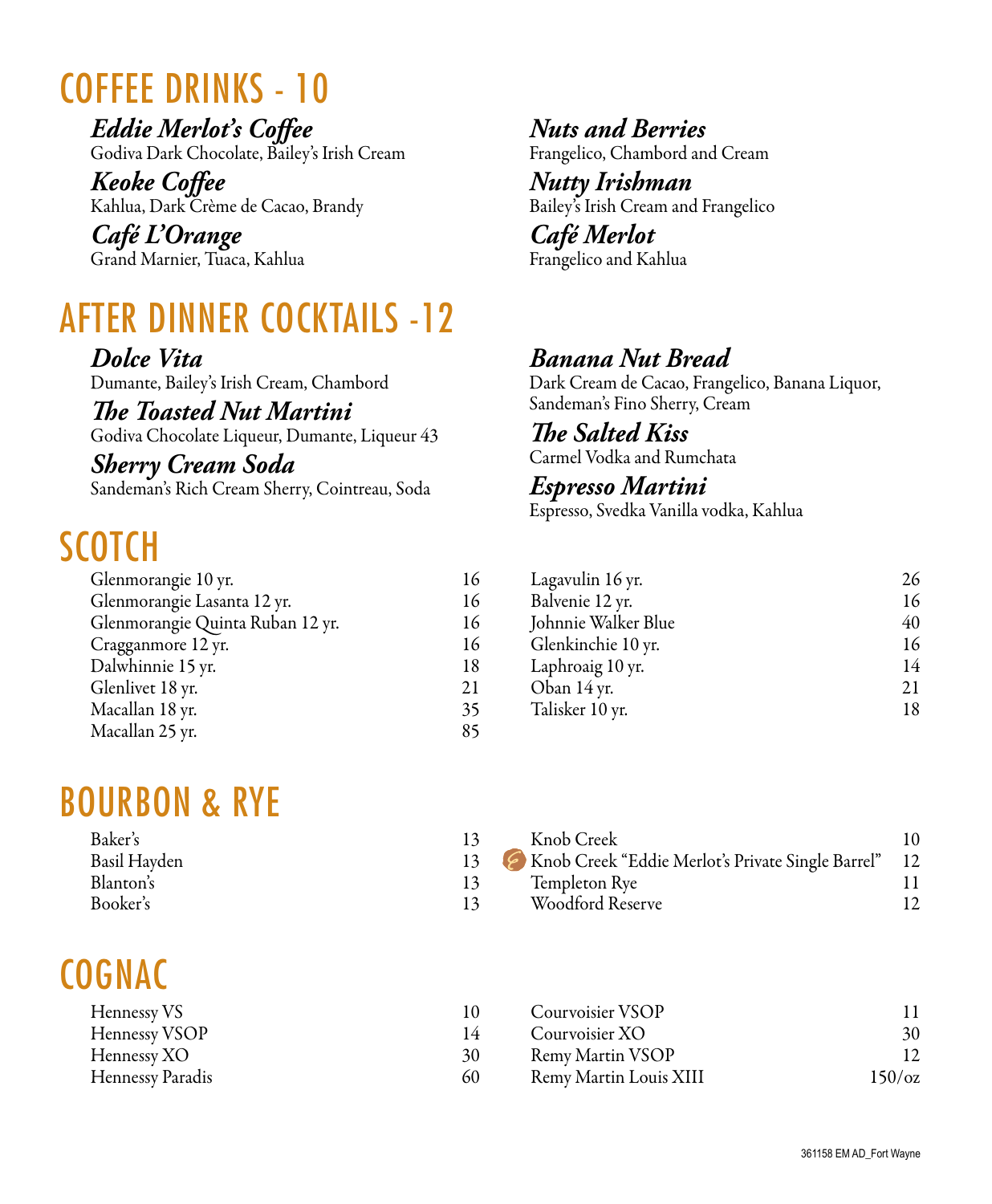# COFFEE DRINKS - 10

***Eddie Merlot's Coffee***
Godiva Dark Chocolate, Bailey's Irish Cream

***Keoke Coffee***
Kahlua, Dark Crème de Cacao, Brandy

***Café L'Orange***
Grand Marnier, Tuaca, Kahlua

***Nuts and Berries***
Frangelico, Chambord and Cream

***Nutty Irishman***
Bailey's Irish Cream and Frangelico

***Café Merlot***
Frangelico and Kahlua

# AFTER DINNER COCKTAILS -12

***Dolce Vita***
Dumante, Bailey's Irish Cream, Chambord

***The Toasted Nut Martini***
Godiva Chocolate Liqueur, Dumante, Liqueur 43

***Sherry Cream Soda***
Sandeman's Rich Cream Sherry, Cointreau, Soda

***Banana Nut Bread***
Dark Cream de Cacao, Frangelico, Banana Liquor, Sandeman's Fino Sherry, Cream

***The Salted Kiss***
Carmel Vodka and Rumchata

***Espresso Martini***
Espresso, Svedka Vanilla vodka, Kahlua

# SCOTCH

| | |
|---|---|
| Glenmorangie 10 yr. | 16 |
| Glenmorangie Lasanta 12 yr. | 16 |
| Glenmorangie Quinta Ruban 12 yr. | 16 |
| Cragganmore 12 yr. | 16 |
| Dalwhinnie 15 yr. | 18 |
| Glenlivet 18 yr. | 21 |
| Macallan 18 yr. | 35 |
| Macallan 25 yr. | 85 |
| Lagavulin 16 yr. | 26 |
| Balvenie 12 yr. | 16 |
| Johnnie Walker Blue | 40 |
| Glenkinchie 10 yr. | 16 |
| Laphroaig 10 yr. | 14 |
| Oban 14 yr. | 21 |
| Talisker 10 yr. | 18 |

# BOURBON & RYE

| | |
|---|---|
| Baker's | 13 |
| Basil Hayden | 13 |
| Blanton's | 13 |
| Booker's | 13 |
| Knob Creek | 10 |
| Knob Creek "Eddie Merlot's Private Single Barrel" | 12 |
| Templeton Rye | 11 |
| Woodford Reserve | 12 |

# COGNAC

| | |
|---|---|
| Hennessy VS | 10 |
| Hennessy VSOP | 14 |
| Hennessy XO | 30 |
| Hennessy Paradis | 60 |
| Courvoisier VSOP | 11 |
| Courvoisier XO | 30 |
| Remy Martin VSOP | 12 |
| Remy Martin Louis XIII | 150/oz |

361158 EM AD_Fort Wayne